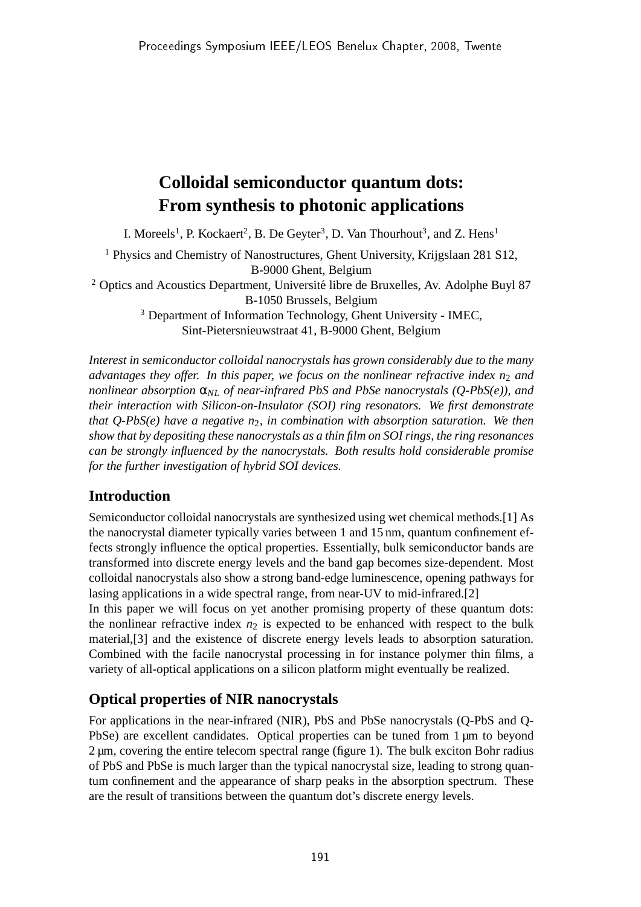# Colloidal semiconductor quantum dots: From synthesis to photonic applications

I. Moreels[1], P. Kockaert[2], B. De Geyter[3], D. Van Thourhout[3], and Z. Hens[1]

[1] Physics and Chemistry of Nanostructures, Ghent University, Krijgslaan 281 S12, B-9000 Ghent, Belgium
[2] Optics and Acoustics Department, Université libre de Bruxelles, Av. Adolphe Buyl 87 B-1050 Brussels, Belgium
[3] Department of Information Technology, Ghent University - IMEC, Sint-Pietersnieuwstraat 41, B-9000 Ghent, Belgium

*Interest in semiconductor colloidal nanocrystals has grown considerably due to the many advantages they offer. In this paper, we focus on the nonlinear refractive index $n_2$ and nonlinear absorption $\alpha_{NL}$ of near-infrared PbS and PbSe nanocrystals (Q-PbS(e)), and their interaction with Silicon-on-Insulator (SOI) ring resonators. We first demonstrate that Q-PbS(e) have a negative $n_2$, in combination with absorption saturation. We then show that by depositing these nanocrystals as a thin film on SOI rings, the ring resonances can be strongly influenced by the nanocrystals. Both results hold considerable promise for the further investigation of hybrid SOI devices.*

## Introduction

Semiconductor colloidal nanocrystals are synthesized using wet chemical methods.[1] As the nanocrystal diameter typically varies between 1 and 15 nm, quantum confinement effects strongly influence the optical properties. Essentially, bulk semiconductor bands are transformed into discrete energy levels and the band gap becomes size-dependent. Most colloidal nanocrystals also show a strong band-edge luminescence, opening pathways for lasing applications in a wide spectral range, from near-UV to mid-infrared.[2]
In this paper we will focus on yet another promising property of these quantum dots: the nonlinear refractive index $n_2$ is expected to be enhanced with respect to the bulk material,[3] and the existence of discrete energy levels leads to absorption saturation. Combined with the facile nanocrystal processing in for instance polymer thin films, a variety of all-optical applications on a silicon platform might eventually be realized.

## Optical properties of NIR nanocrystals

For applications in the near-infrared (NIR), PbS and PbSe nanocrystals (Q-PbS and Q-PbSe) are excellent candidates. Optical properties can be tuned from 1 µm to beyond 2 µm, covering the entire telecom spectral range (figure 1). The bulk exciton Bohr radius of PbS and PbSe is much larger than the typical nanocrystal size, leading to strong quantum confinement and the appearance of sharp peaks in the absorption spectrum. These are the result of transitions between the quantum dot's discrete energy levels.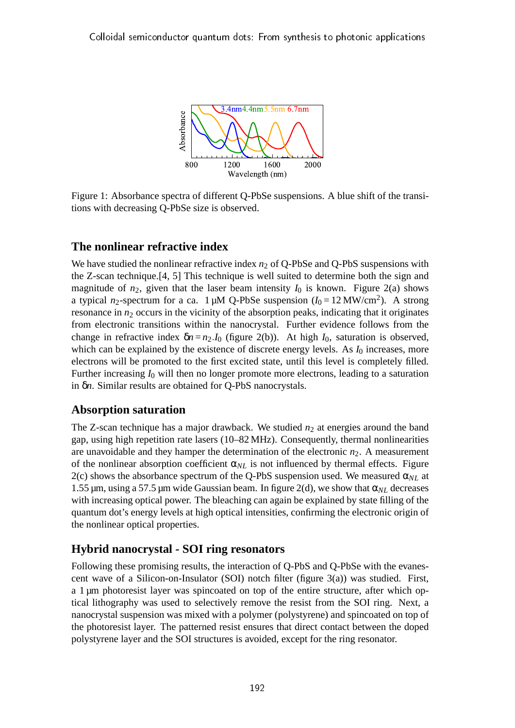Figure 1: Absorbance spectra of different Q-PbSe suspensions. A blue shift of the transitions with decreasing Q-PbSe size is observed.

## The nonlinear refractive index

We have studied the nonlinear refractive index $n_2$ of Q-PbSe and Q-PbS suspensions with the Z-scan technique.[4, 5] This technique is well suited to determine both the sign and magnitude of $n_2$, given that the laser beam intensity $I_0$ is known. Figure 2(a) shows a typical $n_2$-spectrum for a ca. 1 µM Q-PbSe suspension ($I_0 = 12\,\text{MW/cm}^2$). A strong resonance in $n_2$ occurs in the vicinity of the absorption peaks, indicating that it originates from electronic transitions within the nanocrystal. Further evidence follows from the change in refractive index $\delta n = n_2.I_0$ (figure 2(b)). At high $I_0$, saturation is observed, which can be explained by the existence of discrete energy levels. As $I_0$ increases, more electrons will be promoted to the first excited state, until this level is completely filled. Further increasing $I_0$ will then no longer promote more electrons, leading to a saturation in $\delta n$. Similar results are obtained for Q-PbS nanocrystals.

## Absorption saturation

The Z-scan technique has a major drawback. We studied $n_2$ at energies around the band gap, using high repetition rate lasers (10–82 MHz). Consequently, thermal nonlinearities are unavoidable and they hamper the determination of the electronic $n_2$. A measurement of the nonlinear absorption coefficient $\alpha_{NL}$ is not influenced by thermal effects. Figure 2(c) shows the absorbance spectrum of the Q-PbS suspension used. We measured $\alpha_{NL}$ at 1.55 µm, using a 57.5 µm wide Gaussian beam. In figure 2(d), we show that $\alpha_{NL}$ decreases with increasing optical power. The bleaching can again be explained by state filling of the quantum dot's energy levels at high optical intensities, confirming the electronic origin of the nonlinear optical properties.

## Hybrid nanocrystal - SOI ring resonators

Following these promising results, the interaction of Q-PbS and Q-PbSe with the evanescent wave of a Silicon-on-Insulator (SOI) notch filter (figure 3(a)) was studied. First, a 1 µm photoresist layer was spincoated on top of the entire structure, after which optical lithography was used to selectively remove the resist from the SOI ring. Next, a nanocrystal suspension was mixed with a polymer (polystyrene) and spincoated on top of the photoresist layer. The patterned resist ensures that direct contact between the doped polystyrene layer and the SOI structures is avoided, except for the ring resonator.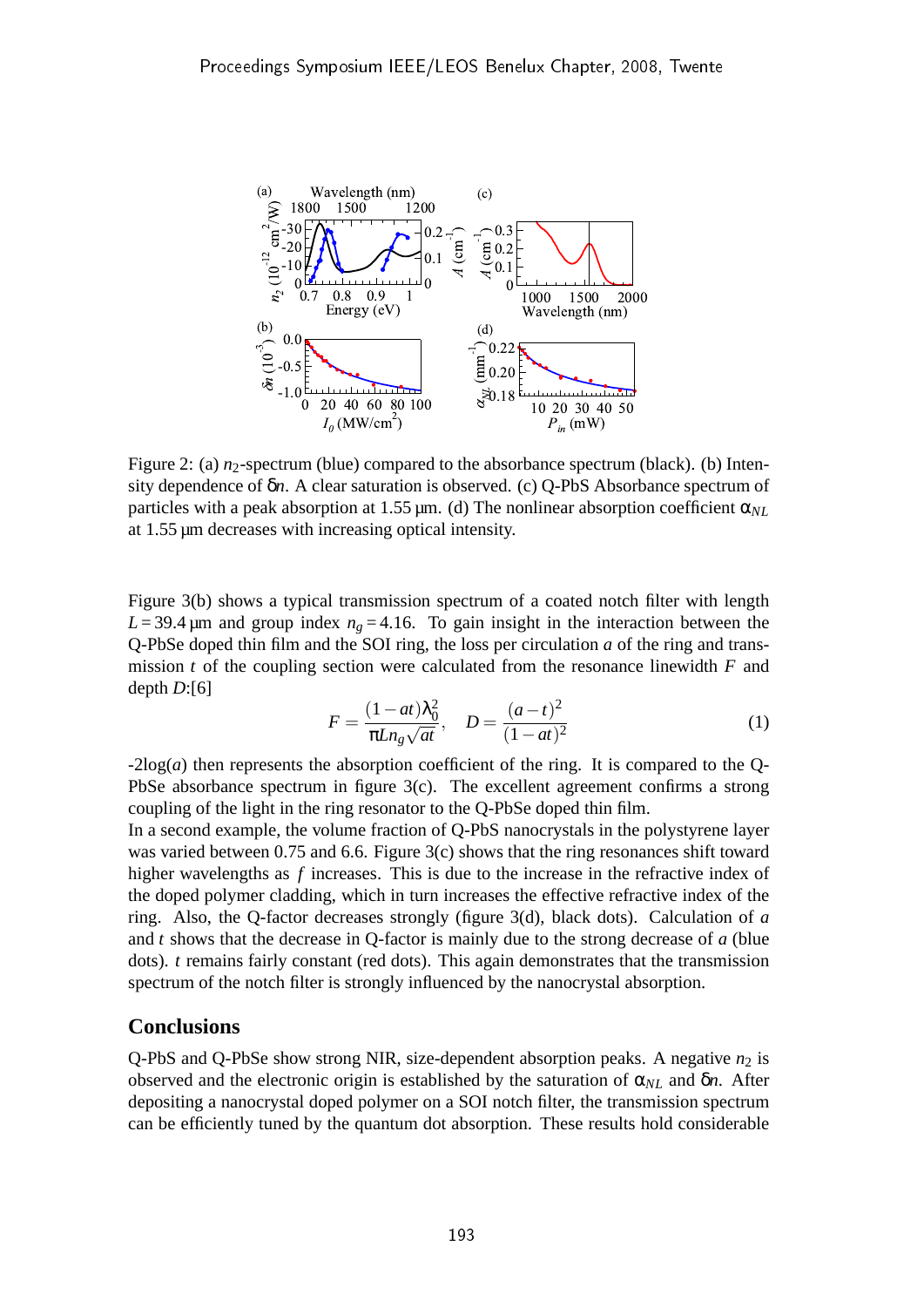Figure 2: (a) $n_2$-spectrum (blue) compared to the absorbance spectrum (black). (b) Intensity dependence of $\delta n$. A clear saturation is observed. (c) Q-PbS Absorbance spectrum of particles with a peak absorption at 1.55 µm. (d) The nonlinear absorption coefficient $\alpha_{NL}$ at 1.55 µm decreases with increasing optical intensity.

Figure 3(b) shows a typical transmission spectrum of a coated notch filter with length $L = 39.4$ µm and group index $n_g = 4.16$. To gain insight in the interaction between the Q-PbSe doped thin film and the SOI ring, the loss per circulation $a$ of the ring and transmission $t$ of the coupling section were calculated from the resonance linewidth $F$ and depth $D$:[6]

$$F = \frac{(1-at)\lambda_0^2}{\pi L n_g \sqrt{at}}, \quad D = \frac{(a-t)^2}{(1-at)^2} \tag{1}$$

-2log($a$) then represents the absorption coefficient of the ring. It is compared to the Q-PbSe absorbance spectrum in figure 3(c). The excellent agreement confirms a strong coupling of the light in the ring resonator to the Q-PbSe doped thin film.
In a second example, the volume fraction of Q-PbS nanocrystals in the polystyrene layer was varied between 0.75 and 6.6. Figure 3(c) shows that the ring resonances shift toward higher wavelengths as $f$ increases. This is due to the increase in the refractive index of the doped polymer cladding, which in turn increases the effective refractive index of the ring. Also, the Q-factor decreases strongly (figure 3(d), black dots). Calculation of $a$ and $t$ shows that the decrease in Q-factor is mainly due to the strong decrease of $a$ (blue dots). $t$ remains fairly constant (red dots). This again demonstrates that the transmission spectrum of the notch filter is strongly influenced by the nanocrystal absorption.

## Conclusions

Q-PbS and Q-PbSe show strong NIR, size-dependent absorption peaks. A negative $n_2$ is observed and the electronic origin is established by the saturation of $\alpha_{NL}$ and $\delta n$. After depositing a nanocrystal doped polymer on a SOI notch filter, the transmission spectrum can be efficiently tuned by the quantum dot absorption. These results hold considerable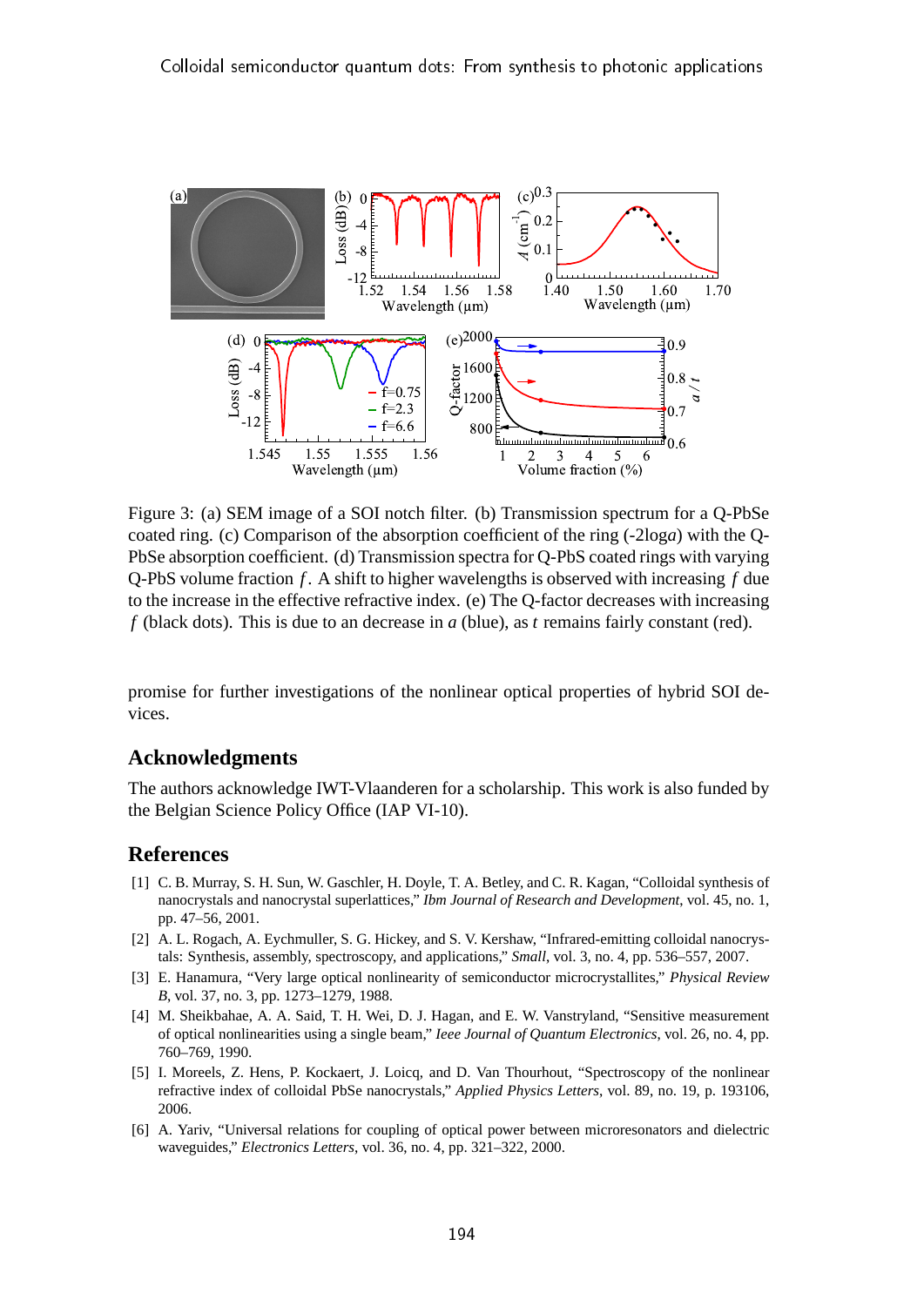(a)

(b) 0 -4 -8 -12 Loss (dB) 1.52 1.54 1.56 1.58 Wavelength (μm)

(c) 0.3 0.2 0.1 0 $A$ (cm$^{-1}$) 1.40 1.50 1.60 1.70 Wavelength (μm)

(d) 0 -4 -8 -12 Loss (dB) 1.545 1.55 1.555 1.56 Wavelength (μm) f=0.75 f=2.3 f=6.6

(e) 2000 1600 1200 800 Q-factor 1 2 3 4 5 6 Volume fraction (%) 0.9 0.8 0.7 0.6 $a$ / $t$

Figure 3: (a) SEM image of a SOI notch filter. (b) Transmission spectrum for a Q-PbSe coated ring. (c) Comparison of the absorption coefficient of the ring (-2log$a$) with the Q-PbSe absorption coefficient. (d) Transmission spectra for Q-PbS coated rings with varying Q-PbS volume fraction $f$. A shift to higher wavelengths is observed with increasing $f$ due to the increase in the effective refractive index. (e) The Q-factor decreases with increasing $f$ (black dots). This is due to an decrease in $a$ (blue), as $t$ remains fairly constant (red).

promise for further investigations of the nonlinear optical properties of hybrid SOI devices.

## Acknowledgments

The authors acknowledge IWT-Vlaanderen for a scholarship. This work is also funded by the Belgian Science Policy Office (IAP VI-10).

## References

[1] C. B. Murray, S. H. Sun, W. Gaschler, H. Doyle, T. A. Betley, and C. R. Kagan, "Colloidal synthesis of nanocrystals and nanocrystal superlattices," *Ibm Journal of Research and Development*, vol. 45, no. 1, pp. 47–56, 2001.

[2] A. L. Rogach, A. Eychmuller, S. G. Hickey, and S. V. Kershaw, "Infrared-emitting colloidal nanocrystals: Synthesis, assembly, spectroscopy, and applications," *Small*, vol. 3, no. 4, pp. 536–557, 2007.

[3] E. Hanamura, "Very large optical nonlinearity of semiconductor microcrystallites," *Physical Review B*, vol. 37, no. 3, pp. 1273–1279, 1988.

[4] M. Sheikbahae, A. A. Said, T. H. Wei, D. J. Hagan, and E. W. Vanstryland, "Sensitive measurement of optical nonlinearities using a single beam," *Ieee Journal of Quantum Electronics*, vol. 26, no. 4, pp. 760–769, 1990.

[5] I. Moreels, Z. Hens, P. Kockaert, J. Loicq, and D. Van Thourhout, "Spectroscopy of the nonlinear refractive index of colloidal PbSe nanocrystals," *Applied Physics Letters*, vol. 89, no. 19, p. 193106, 2006.

[6] A. Yariv, "Universal relations for coupling of optical power between microresonators and dielectric waveguides," *Electronics Letters*, vol. 36, no. 4, pp. 321–322, 2000.